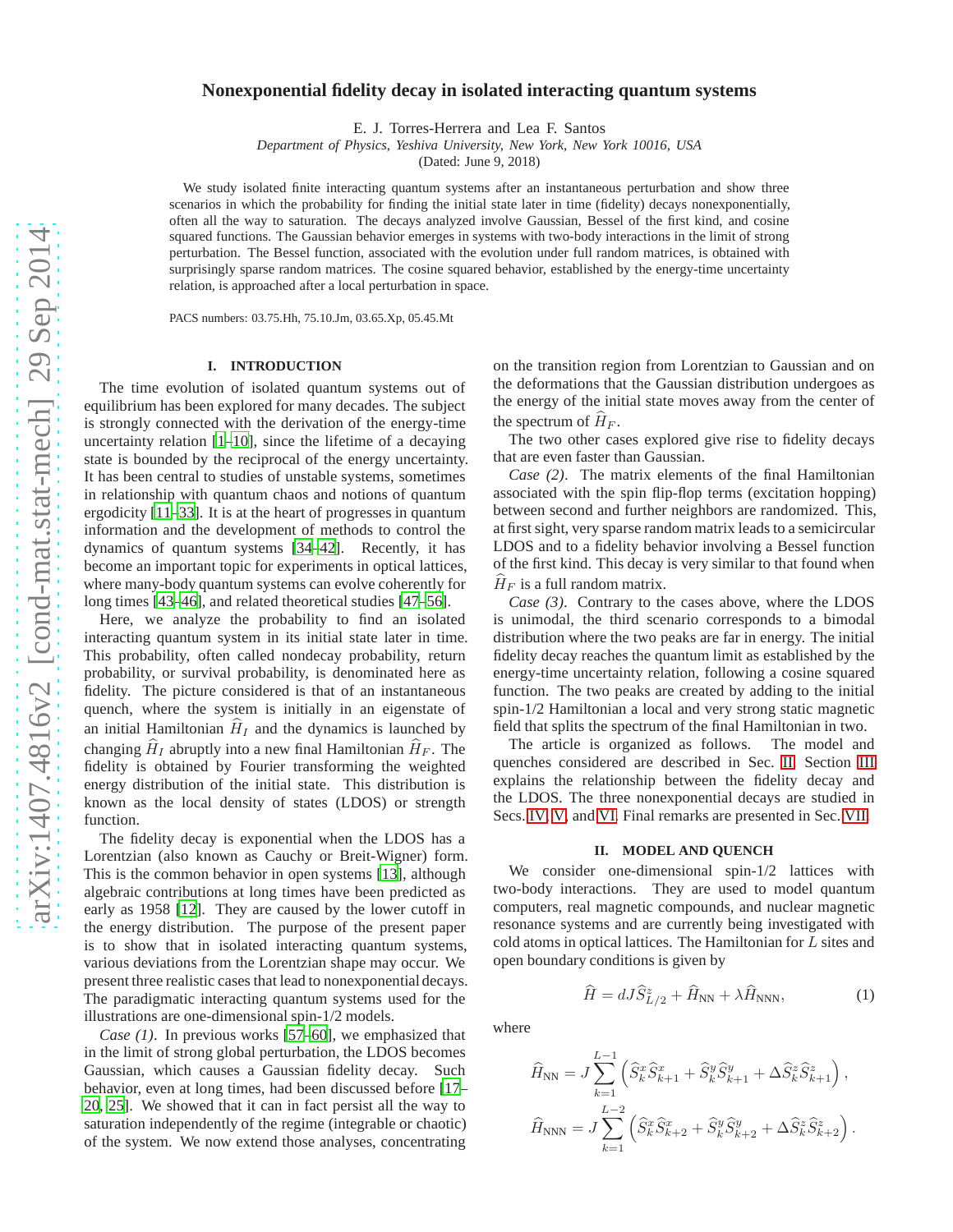# Nonexponential fidelity decay in isolated interacting quantum systems

E. J. Torres-Herrera and Lea F. Santos

*Department of Physics, Yeshiva University, New York, New York 10016, USA*

(Dated: June 9, 2018)

We study isolated finite interacting quantum systems after an instantaneous perturbation and show three scenarios in which the probability for finding the initial state later in time (fidelity) decays nonexponentially, often all the way to saturation. The decays analyzed involve Gaussian, Bessel of the first kind, and cosine squared functions. The Gaussian behavior emerges in systems with two-body interactions in the limit of strong perturbation. The Bessel function, associated with the evolution under full random matrices, is obtained with surprisingly sparse random matrices. The cosine squared behavior, established by the energy-time uncertainty relation, is approached after a local perturbation in space.

PACS numbers: 03.75.Hh, 75.10.Jm, 03.65.Xp, 05.45.Mt

## I. INTRODUCTION

The time evolution of isolated quantum systems out of equilibrium has been explored for many decades. The subject is strongly connected with the derivation of the energy-time uncertainty relation [1–10], since the lifetime of a decaying state is bounded by the reciprocal of the energy uncertainty. It has been central to studies of unstable systems, sometimes in relationship with quantum chaos and notions of quantum ergodicity [11–33]. It is at the heart of progresses in quantum information and the development of methods to control the dynamics of quantum systems [34–42]. Recently, it has become an important topic for experiments in optical lattices, where many-body quantum systems can evolve coherently for long times [43–46], and related theoretical studies [47–56].

Here, we analyze the probability to find an isolated interacting quantum system in its initial state later in time. This probability, often called nondecay probability, return probability, or survival probability, is denominated here as fidelity. The picture considered is that of an instantaneous quench, where the system is initially in an eigenstate of an initial Hamiltonian $\widehat{H}_I$ and the dynamics is launched by changing $\widehat{H}_I$ abruptly into a new final Hamiltonian $\widehat{H}_F$. The fidelity is obtained by Fourier transforming the weighted energy distribution of the initial state. This distribution is known as the local density of states (LDOS) or strength function.

The fidelity decay is exponential when the LDOS has a Lorentzian (also known as Cauchy or Breit-Wigner) form. This is the common behavior in open systems [13], although algebraic contributions at long times have been predicted as early as 1958 [12]. They are caused by the lower cutoff in the energy distribution. The purpose of the present paper is to show that in isolated interacting quantum systems, various deviations from the Lorentzian shape may occur. We present three realistic cases that lead to nonexponential decays. The paradigmatic interacting quantum systems used for the illustrations are one-dimensional spin-1/2 models.

*Case (1)*. In previous works [57–60], we emphasized that in the limit of strong global perturbation, the LDOS becomes Gaussian, which causes a Gaussian fidelity decay. Such behavior, even at long times, had been discussed before [17–20, 25]. We showed that it can in fact persist all the way to saturation independently of the regime (integrable or chaotic) of the system. We now extend those analyses, concentrating on the transition region from Lorentzian to Gaussian and on the deformations that the Gaussian distribution undergoes as the energy of the initial state moves away from the center of the spectrum of $\widehat{H}_F$.

The two other cases explored give rise to fidelity decays that are even faster than Gaussian.

*Case (2)*. The matrix elements of the final Hamiltonian associated with the spin flip-flop terms (excitation hopping) between second and further neighbors are randomized. This, at first sight, very sparse random matrix leads to a semicircular LDOS and to a fidelity behavior involving a Bessel function of the first kind. This decay is very similar to that found when $\widehat{H}_F$ is a full random matrix.

*Case (3)*. Contrary to the cases above, where the LDOS is unimodal, the third scenario corresponds to a bimodal distribution where the two peaks are far in energy. The initial fidelity decay reaches the quantum limit as established by the energy-time uncertainty relation, following a cosine squared function. The two peaks are created by adding to the initial spin-1/2 Hamiltonian a local and very strong static magnetic field that splits the spectrum of the final Hamiltonian in two.

The article is organized as follows. The model and quenches considered are described in Sec. II. Section III explains the relationship between the fidelity decay and the LDOS. The three nonexponential decays are studied in Secs. IV, V, and VI. Final remarks are presented in Sec. VII.

## II. MODEL AND QUENCH

We consider one-dimensional spin-1/2 lattices with two-body interactions. They are used to model quantum computers, real magnetic compounds, and nuclear magnetic resonance systems and are currently being investigated with cold atoms in optical lattices. The Hamiltonian for $L$ sites and open boundary conditions is given by

$$\widehat{H} = dJ\widehat{S}^z_{L/2} + \widehat{H}_{\text{NN}} + \lambda\widehat{H}_{\text{NNN}}, \tag{1}$$

where

$$\widehat{H}_{\text{NN}} = J\sum_{k=1}^{L-1}\left(\widehat{S}^x_k\widehat{S}^x_{k+1} + \widehat{S}^y_k\widehat{S}^y_{k+1} + \Delta\widehat{S}^z_k\widehat{S}^z_{k+1}\right),$$

$$\widehat{H}_{\text{NNN}} = J\sum_{k=1}^{L-2}\left(\widehat{S}^x_k\widehat{S}^x_{k+2} + \widehat{S}^y_k\widehat{S}^y_{k+2} + \Delta\widehat{S}^z_k\widehat{S}^z_{k+2}\right).$$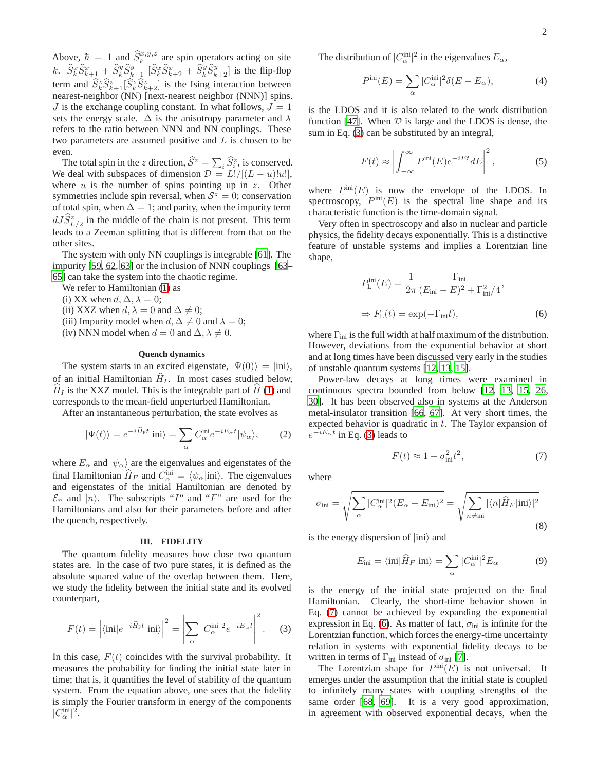Above, $\hbar = 1$ and $\widehat{S}_k^{x,y,z}$ are spin operators acting on site $k$. $\widehat{S}_k^x \widehat{S}_{k+1}^x + \widehat{S}_k^y \widehat{S}_{k+1}^y$ [$\widehat{S}_k^x \widehat{S}_{k+2}^x + \widehat{S}_k^y \widehat{S}_{k+2}^y$] is the flip-flop term and $\widehat{S}_k^z \widehat{S}_{k+1}^z$[$\widehat{S}_k^z \widehat{S}_{k+2}^z$] is the Ising interaction between nearest-neighbor (NN) [next-nearest neighbor (NNN)] spins. $J$ is the exchange coupling constant. In what follows, $J = 1$ sets the energy scale. $\Delta$ is the anisotropy parameter and $\lambda$ refers to the ratio between NNN and NN couplings. These two parameters are assumed positive and $L$ is chosen to be even.

The total spin in the $z$ direction, $\widehat{\mathcal{S}}^z = \sum_i \widehat{S}_i^z$, is conserved. We deal with subspaces of dimension $\mathcal{D} = L!/[(L-u)!u!]$, where $u$ is the number of spins pointing up in $z$. Other symmetries include spin reversal, when $\mathcal{S}^z = 0$; conservation of total spin, when $\Delta = 1$; and parity, when the impurity term $dJ\widehat{S}_{L/2}^z$ in the middle of the chain is not present. This term leads to a Zeeman splitting that is different from that on the other sites.

The system with only NN couplings is integrable [61]. The impurity [59, 62, 63] or the inclusion of NNN couplings [63–65] can take the system into the chaotic regime.

We refer to Hamiltonian (1) as

(i) XX when $d, \Delta, \lambda = 0$;

(ii) XXZ when $d, \lambda = 0$ and $\Delta \neq 0$;

(iii) Impurity model when $d, \Delta \neq 0$ and $\lambda = 0$;

(iv) NNN model when $d = 0$ and $\Delta, \lambda \neq 0$.

### Quench dynamics

The system starts in an excited eigenstate, $|\Psi(0)\rangle = |\text{ini}\rangle$, of an initial Hamiltonian $\widehat{H}_I$. In most cases studied below, $\widehat{H}_I$ is the XXZ model. This is the integrable part of $\widehat{H}$ (1) and corresponds to the mean-field unperturbed Hamiltonian.

After an instantaneous perturbation, the state evolves as

$$|\Psi(t)\rangle = e^{-i\widehat{H}_F t}|\text{ini}\rangle = \sum_\alpha C_\alpha^{\text{ini}} e^{-iE_\alpha t}|\psi_\alpha\rangle, \tag{2}$$

where $E_\alpha$ and $|\psi_\alpha\rangle$ are the eigenvalues and eigenstates of the final Hamiltonian $\widehat{H}_F$ and $C_\alpha^{\text{ini}} = \langle\psi_\alpha|\text{ini}\rangle$. The eigenvalues and eigenstates of the initial Hamiltonian are denoted by $\mathcal{E}_n$ and $|n\rangle$. The subscripts "$I$" and "$F$" are used for the Hamiltonians and also for their parameters before and after the quench, respectively.

## III. FIDELITY

The quantum fidelity measures how close two quantum states are. In the case of two pure states, it is defined as the absolute squared value of the overlap between them. Here, we study the fidelity between the initial state and its evolved counterpart,

$$F(t) = \left|\langle\text{ini}|e^{-i\widehat{H}_F t}|\text{ini}\rangle\right|^2 = \left|\sum_\alpha |C_\alpha^{\text{ini}}|^2 e^{-iE_\alpha t}\right|^2. \tag{3}$$

In this case, $F(t)$ coincides with the survival probability. It measures the probability for finding the initial state later in time; that is, it quantifies the level of stability of the quantum system. From the equation above, one sees that the fidelity is simply the Fourier transform in energy of the components $|C_\alpha^{\text{ini}}|^2$.

The distribution of $|C_\alpha^{\text{ini}}|^2$ in the eigenvalues $E_\alpha$,

$$P^{\text{ini}}(E) = \sum_\alpha |C_\alpha^{\text{ini}}|^2 \delta(E - E_\alpha), \tag{4}$$

is the LDOS and it is also related to the work distribution function [47]. When $\mathcal{D}$ is large and the LDOS is dense, the sum in Eq. (3) can be substituted by an integral,

$$F(t) \approx \left|\int_{-\infty}^{\infty} P^{\text{ini}}(E) e^{-iEt} dE\right|^2, \tag{5}$$

where $P^{\text{ini}}(E)$ is now the envelope of the LDOS. In spectroscopy, $P^{\text{ini}}(E)$ is the spectral line shape and its characteristic function is the time-domain signal.

Very often in spectroscopy and also in nuclear and particle physics, the fidelity decays exponentially. This is a distinctive feature of unstable systems and implies a Lorentzian line shape,

$$P_{\text{L}}^{\text{ini}}(E) = \frac{1}{2\pi} \frac{\Gamma_{\text{ini}}}{(E_{\text{ini}} - E)^2 + \Gamma_{\text{ini}}^2/4},$$
$$\Rightarrow F_{\text{L}}(t) = \exp(-\Gamma_{\text{ini}} t), \tag{6}$$

where $\Gamma_{\text{ini}}$ is the full width at half maximum of the distribution. However, deviations from the exponential behavior at short and at long times have been discussed very early in the studies of unstable quantum systems [12, 13, 15].

Power-law decays at long times were examined in continuous spectra bounded from below [12, 13, 15, 26, 30]. It has been observed also in systems at the Anderson metal-insulator transition [66, 67]. At very short times, the expected behavior is quadratic in $t$. The Taylor expansion of $e^{-iE_\alpha t}$ in Eq. (3) leads to

$$F(t) \approx 1 - \sigma_{\text{ini}}^2 t^2, \tag{7}$$

where

$$\sigma_{\text{ini}} = \sqrt{\sum_\alpha |C_\alpha^{\text{ini}}|^2 (E_\alpha - E_{\text{ini}})^2} = \sqrt{\sum_{n \neq \text{ini}} |\langle n|\widehat{H}_F|\text{ini}\rangle|^2} \tag{8}$$

is the energy dispersion of $|\text{ini}\rangle$ and

$$E_{\text{ini}} = \langle\text{ini}|\widehat{H}_F|\text{ini}\rangle = \sum_\alpha |C_\alpha^{\text{ini}}|^2 E_\alpha \tag{9}$$

is the energy of the initial state projected on the final Hamiltonian. Clearly, the short-time behavior shown in Eq. (7) cannot be achieved by expanding the exponential expression in Eq. (6). As matter of fact, $\sigma_{\text{ini}}$ is infinite for the Lorentzian function, which forces the energy-time uncertainty relation in systems with exponential fidelity decays to be written in terms of $\Gamma_{\text{ini}}$ instead of $\sigma_{\text{ini}}$ [7].

The Lorentzian shape for $P^{\text{ini}}(E)$ is not universal. It emerges under the assumption that the initial state is coupled to infinitely many states with coupling strengths of the same order [68, 69]. It is a very good approximation, in agreement with observed exponential decays, when the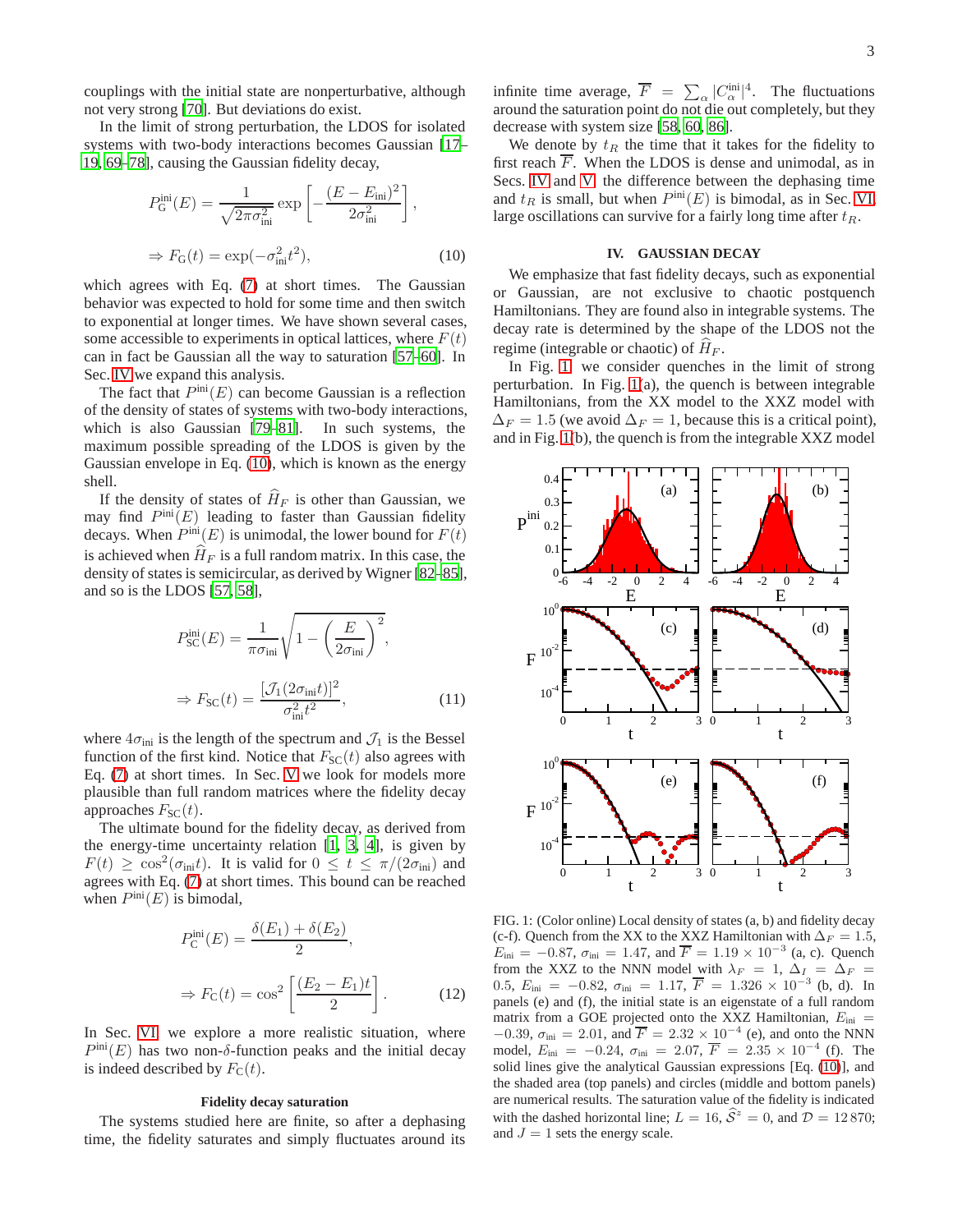couplings with the initial state are nonperturbative, although not very strong [70]. But deviations do exist.

In the limit of strong perturbation, the LDOS for isolated systems with two-body interactions becomes Gaussian [17–19, 69–78], causing the Gaussian fidelity decay,

$$P_{\rm G}^{\rm ini}(E) = \frac{1}{\sqrt{2\pi\sigma_{\rm ini}^2}} \exp\left[-\frac{(E-E_{\rm ini})^2}{2\sigma_{\rm ini}^2}\right],$$

$$\Rightarrow F_{\rm G}(t) = \exp(-\sigma_{\rm ini}^2 t^2), \tag{10}$$

which agrees with Eq. (7) at short times. The Gaussian behavior was expected to hold for some time and then switch to exponential at longer times. We have shown several cases, some accessible to experiments in optical lattices, where $F(t)$ can in fact be Gaussian all the way to saturation [57–60]. In Sec. IV we expand this analysis.

The fact that $P^{\rm ini}(E)$ can become Gaussian is a reflection of the density of states of systems with two-body interactions, which is also Gaussian [79–81]. In such systems, the maximum possible spreading of the LDOS is given by the Gaussian envelope in Eq. (10), which is known as the energy shell.

If the density of states of $\widehat{H}_F$ is other than Gaussian, we may find $P^{\rm ini}(E)$ leading to faster than Gaussian fidelity decays. When $P^{\rm ini}(E)$ is unimodal, the lower bound for $F(t)$ is achieved when $\widehat{H}_F$ is a full random matrix. In this case, the density of states is semicircular, as derived by Wigner [82–85], and so is the LDOS [57, 58],

$$P_{\rm SC}^{\rm ini}(E) = \frac{1}{\pi\sigma_{\rm ini}} \sqrt{1-\left(\frac{E}{2\sigma_{\rm ini}}\right)^2},$$

$$\Rightarrow F_{\rm SC}(t) = \frac{[\mathcal{J}_1(2\sigma_{\rm ini}t)]^2}{\sigma_{\rm ini}^2 t^2}, \tag{11}$$

where $4\sigma_{\rm ini}$ is the length of the spectrum and $\mathcal{J}_1$ is the Bessel function of the first kind. Notice that $F_{\rm SC}(t)$ also agrees with Eq. (7) at short times. In Sec. V we look for models more plausible than full random matrices where the fidelity decay approaches $F_{\rm SC}(t)$.

The ultimate bound for the fidelity decay, as derived from the energy-time uncertainty relation [1, 3, 4], is given by $F(t) \geq \cos^2(\sigma_{\rm ini} t)$. It is valid for $0 \leq t \leq \pi/(2\sigma_{\rm ini})$ and agrees with Eq. (7) at short times. This bound can be reached when $P^{\rm ini}(E)$ is bimodal,

$$P_{\rm C}^{\rm ini}(E) = \frac{\delta(E_1)+\delta(E_2)}{2},$$

$$\Rightarrow F_{\rm C}(t) = \cos^2\left[\frac{(E_2-E_1)t}{2}\right]. \tag{12}$$

In Sec. VI we explore a more realistic situation, where $P^{\rm ini}(E)$ has two non-$\delta$-function peaks and the initial decay is indeed described by $F_{\rm C}(t)$.

### Fidelity decay saturation

The systems studied here are finite, so after a dephasing time, the fidelity saturates and simply fluctuates around its infinite time average, $\overline{F} = \sum_\alpha |C_\alpha^{\rm ini}|^4$. The fluctuations around the saturation point do not die out completely, but they decrease with system size [58, 60, 86].

We denote by $t_R$ the time that it takes for the fidelity to first reach $\overline{F}$. When the LDOS is dense and unimodal, as in Secs. IV and V, the difference between the dephasing time and $t_R$ is small, but when $P^{\rm ini}(E)$ is bimodal, as in Sec. VI, large oscillations can survive for a fairly long time after $t_R$.

## IV. GAUSSIAN DECAY

We emphasize that fast fidelity decays, such as exponential or Gaussian, are not exclusive to chaotic postquench Hamiltonians. They are found also in integrable systems. The decay rate is determined by the shape of the LDOS not the regime (integrable or chaotic) of $\widehat{H}_F$.

In Fig. 1 we consider quenches in the limit of strong perturbation. In Fig. 1(a), the quench is between integrable Hamiltonians, from the XX model to the XXZ model with $\Delta_F = 1.5$ (we avoid $\Delta_F = 1$, because this is a critical point), and in Fig. 1(b), the quench is from the integrable XXZ model

FIG. 1: (Color online) Local density of states (a, b) and fidelity decay (c-f). Quench from the XX to the XXZ Hamiltonian with $\Delta_F = 1.5$, $E_{\rm ini} = -0.87$, $\sigma_{\rm ini} = 1.47$, and $\overline{F} = 1.19 \times 10^{-3}$ (a, c). Quench from the XXZ to the NNN model with $\lambda_F = 1$, $\Delta_I = \Delta_F = 0.5$, $E_{\rm ini} = -0.82$, $\sigma_{\rm ini} = 1.17$, $\overline{F} = 1.326 \times 10^{-3}$ (b, d). In panels (e) and (f), the initial state is an eigenstate of a full random matrix from a GOE projected onto the XXZ Hamiltonian, $E_{\rm ini} = -0.39$, $\sigma_{\rm ini} = 2.01$, and $\overline{F} = 2.32 \times 10^{-4}$ (e), and onto the NNN model, $E_{\rm ini} = -0.24$, $\sigma_{\rm ini} = 2.07$, $\overline{F} = 2.35 \times 10^{-4}$ (f). The solid lines give the analytical Gaussian expressions [Eq. (10)], and the shaded area (top panels) and circles (middle and bottom panels) are numerical results. The saturation value of the fidelity is indicated with the dashed horizontal line; $L = 16$, $\widehat{\mathcal{S}}^z = 0$, and $\mathcal{D} = 12\,870$; and $J = 1$ sets the energy scale.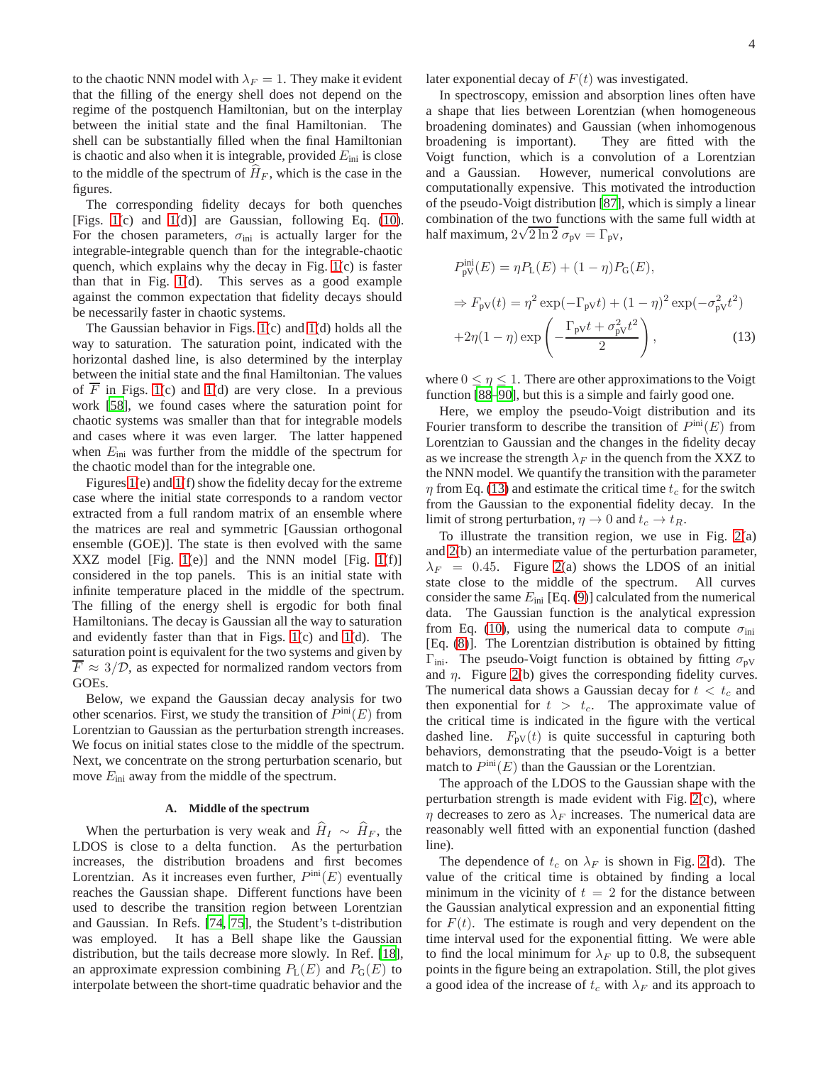to the chaotic NNN model with $\lambda_F = 1$. They make it evident that the filling of the energy shell does not depend on the regime of the postquench Hamiltonian, but on the interplay between the initial state and the final Hamiltonian. The shell can be substantially filled when the final Hamiltonian is chaotic and also when it is integrable, provided $E_{\text{ini}}$ is close to the middle of the spectrum of $\widehat{H}_F$, which is the case in the figures.

The corresponding fidelity decays for both quenches [Figs. 1(c) and 1(d)] are Gaussian, following Eq. (10). For the chosen parameters, $\sigma_{\text{ini}}$ is actually larger for the integrable-integrable quench than for the integrable-chaotic quench, which explains why the decay in Fig. 1(c) is faster than that in Fig. 1(d). This serves as a good example against the common expectation that fidelity decays should be necessarily faster in chaotic systems.

The Gaussian behavior in Figs. 1(c) and 1(d) holds all the way to saturation. The saturation point, indicated with the horizontal dashed line, is also determined by the interplay between the initial state and the final Hamiltonian. The values of $\overline{F}$ in Figs. 1(c) and 1(d) are very close. In a previous work [58], we found cases where the saturation point for chaotic systems was smaller than that for integrable models and cases where it was even larger. The latter happened when $E_{\text{ini}}$ was further from the middle of the spectrum for the chaotic model than for the integrable one.

Figures 1(e) and 1(f) show the fidelity decay for the extreme case where the initial state corresponds to a random vector extracted from a full random matrix of an ensemble where the matrices are real and symmetric [Gaussian orthogonal ensemble (GOE)]. The state is then evolved with the same XXZ model [Fig. 1(e)] and the NNN model [Fig. 1(f)] considered in the top panels. This is an initial state with infinite temperature placed in the middle of the spectrum. The filling of the energy shell is ergodic for both final Hamiltonians. The decay is Gaussian all the way to saturation and evidently faster than that in Figs. 1(c) and 1(d). The saturation point is equivalent for the two systems and given by $\overline{F} \approx 3/\mathcal{D}$, as expected for normalized random vectors from GOEs.

Below, we expand the Gaussian decay analysis for two other scenarios. First, we study the transition of $P^{\text{ini}}(E)$ from Lorentzian to Gaussian as the perturbation strength increases. We focus on initial states close to the middle of the spectrum. Next, we concentrate on the strong perturbation scenario, but move $E_{\text{ini}}$ away from the middle of the spectrum.

### A. Middle of the spectrum

When the perturbation is very weak and $\widehat{H}_I \sim \widehat{H}_F$, the LDOS is close to a delta function. As the perturbation increases, the distribution broadens and first becomes Lorentzian. As it increases even further, $P^{\text{ini}}(E)$ eventually reaches the Gaussian shape. Different functions have been used to describe the transition region between Lorentzian and Gaussian. In Refs. [74, 75], the Student's t-distribution was employed. It has a Bell shape like the Gaussian distribution, but the tails decrease more slowly. In Ref. [18], an approximate expression combining $P_{\text{L}}(E)$ and $P_{\text{G}}(E)$ to interpolate between the short-time quadratic behavior and the later exponential decay of $F(t)$ was investigated.

In spectroscopy, emission and absorption lines often have a shape that lies between Lorentzian (when homogeneous broadening dominates) and Gaussian (when inhomogeneous broadening is important). They are fitted with the Voigt function, which is a convolution of a Lorentzian and a Gaussian. However, numerical convolutions are computationally expensive. This motivated the introduction of the pseudo-Voigt distribution [87], which is simply a linear combination of the two functions with the same full width at half maximum, $2\sqrt{2\ln 2}\,\sigma_{\text{pV}} = \Gamma_{\text{pV}}$,

$$
\begin{aligned}
&P^{\text{ini}}_{\text{pV}}(E) = \eta P_{\text{L}}(E) + (1-\eta) P_{\text{G}}(E), \\
&\Rightarrow F_{\text{pV}}(t) = \eta^2 \exp(-\Gamma_{\text{pV}} t) + (1-\eta)^2 \exp(-\sigma_{\text{pV}}^2 t^2) \\
&+ 2\eta(1-\eta) \exp\left(-\frac{\Gamma_{\text{pV}} t + \sigma_{\text{pV}}^2 t^2}{2}\right),
\end{aligned}
\tag{13}
$$

where $0 \leq \eta \leq 1$. There are other approximations to the Voigt function [88–90], but this is a simple and fairly good one.

Here, we employ the pseudo-Voigt distribution and its Fourier transform to describe the transition of $P^{\text{ini}}(E)$ from Lorentzian to Gaussian and the changes in the fidelity decay as we increase the strength $\lambda_F$ in the quench from the XXZ to the NNN model. We quantify the transition with the parameter $\eta$ from Eq. (13) and estimate the critical time $t_c$ for the switch from the Gaussian to the exponential fidelity decay. In the limit of strong perturbation, $\eta \to 0$ and $t_c \to t_R$.

To illustrate the transition region, we use in Fig. 2(a) and 2(b) an intermediate value of the perturbation parameter, $\lambda_F = 0.45$. Figure 2(a) shows the LDOS of an initial state close to the middle of the spectrum. All curves consider the same $E_{\text{ini}}$ [Eq. (9)] calculated from the numerical data. The Gaussian function is the analytical expression from Eq. (10), using the numerical data to compute $\sigma_{\text{ini}}$ [Eq. (8)]. The Lorentzian distribution is obtained by fitting $\Gamma_{\text{ini}}$. The pseudo-Voigt function is obtained by fitting $\sigma_{\text{pV}}$ and $\eta$. Figure 2(b) gives the corresponding fidelity curves. The numerical data shows a Gaussian decay for $t < t_c$ and then exponential for $t > t_c$. The approximate value of the critical time is indicated in the figure with the vertical dashed line. $F_{\text{pV}}(t)$ is quite successful in capturing both behaviors, demonstrating that the pseudo-Voigt is a better match to $P^{\text{ini}}(E)$ than the Gaussian or the Lorentzian.

The approach of the LDOS to the Gaussian shape with the perturbation strength is made evident with Fig. 2(c), where $\eta$ decreases to zero as $\lambda_F$ increases. The numerical data are reasonably well fitted with an exponential function (dashed line).

The dependence of $t_c$ on $\lambda_F$ is shown in Fig. 2(d). The value of the critical time is obtained by finding a local minimum in the vicinity of $t = 2$ for the distance between the Gaussian analytical expression and an exponential fitting for $F(t)$. The estimate is rough and very dependent on the time interval used for the exponential fitting. We were able to find the local minimum for $\lambda_F$ up to 0.8, the subsequent points in the figure being an extrapolation. Still, the plot gives a good idea of the increase of $t_c$ with $\lambda_F$ and its approach to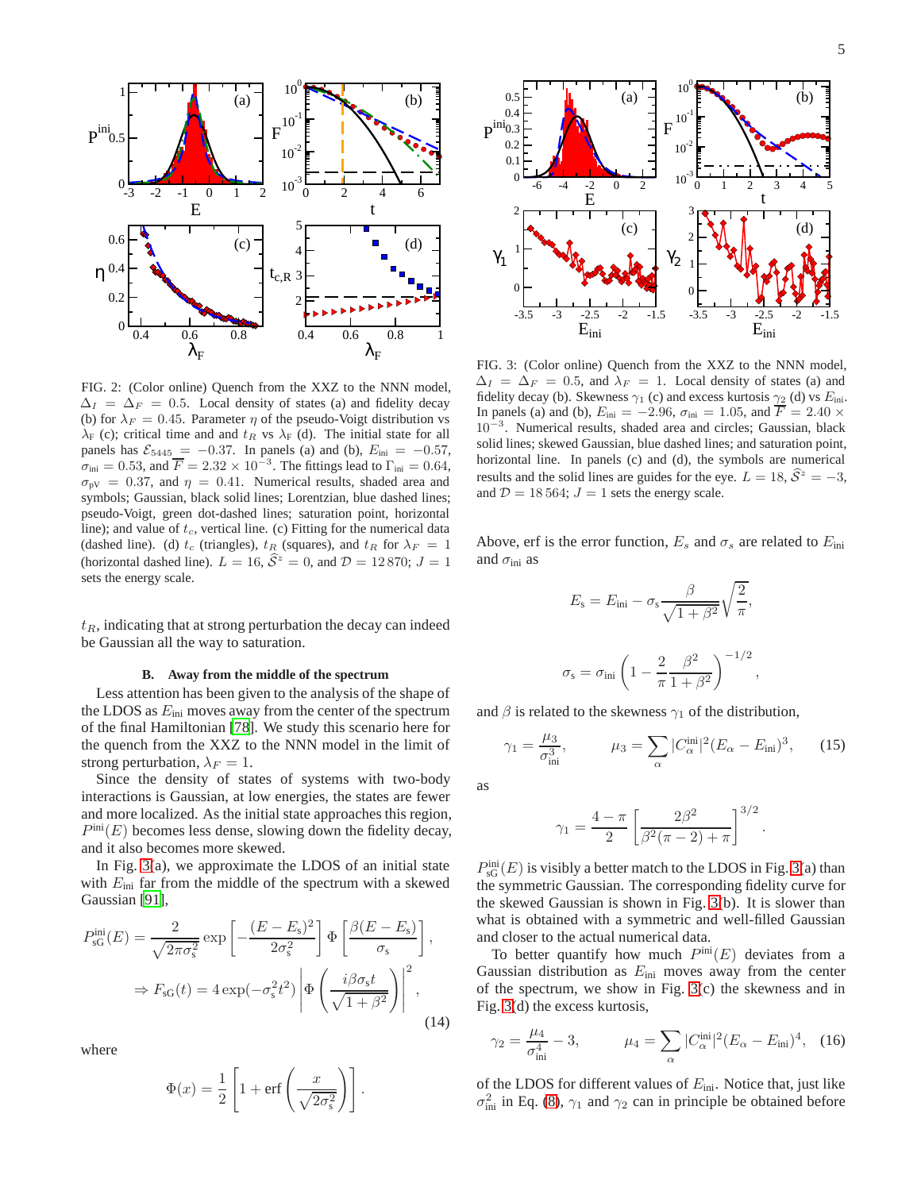FIG. 2: (Color online) Quench from the XXZ to the NNN model, $\Delta_I = \Delta_F = 0.5$. Local density of states (a) and fidelity decay (b) for $\lambda_F = 0.45$. Parameter $\eta$ of the pseudo-Voigt distribution vs $\lambda_F$ (c); critical time and and $t_R$ vs $\lambda_F$ (d). The initial state for all panels has $\mathcal{E}_{5445} = -0.37$. In panels (a) and (b), $E_{\rm ini} = -0.57$, $\sigma_{\rm ini} = 0.53$, and $\overline{F} = 2.32 \times 10^{-3}$. The fittings lead to $\Gamma_{\rm ini} = 0.64$, $\sigma_{\rm pV} = 0.37$, and $\eta = 0.41$. Numerical results, shaded area and symbols; Gaussian, black solid lines; Lorentzian, blue dashed lines; pseudo-Voigt, green dot-dashed lines; saturation point, horizontal line; and value of $t_c$, vertical line. (c) Fitting for the numerical data (dashed line). (d) $t_c$ (triangles), $t_R$ (squares), and $t_R$ for $\lambda_F = 1$ (horizontal dashed line). $L = 16$, $\hat{\mathcal{S}}^z = 0$, and $\mathcal{D} = 12\,870$; $J = 1$ sets the energy scale.

$t_R$, indicating that at strong perturbation the decay can indeed be Gaussian all the way to saturation.

### B. Away from the middle of the spectrum

Less attention has been given to the analysis of the shape of the LDOS as $E_{\rm ini}$ moves away from the center of the spectrum of the final Hamiltonian [78]. We study this scenario here for the quench from the XXZ to the NNN model in the limit of strong perturbation, $\lambda_F = 1$.

Since the density of states of systems with two-body interactions is Gaussian, at low energies, the states are fewer and more localized. As the initial state approaches this region, $P^{\rm ini}(E)$ becomes less dense, slowing down the fidelity decay, and it also becomes more skewed.

In Fig. 3(a), we approximate the LDOS of an initial state with $E_{\rm ini}$ far from the middle of the spectrum with a skewed Gaussian [91],

$$
P^{\rm ini}_{\rm sG}(E) = \frac{2}{\sqrt{2\pi\sigma_{\rm s}^2}} \exp\left[-\frac{(E-E_{\rm s})^2}{2\sigma_{\rm s}^2}\right] \Phi\left[\frac{\beta(E-E_{\rm s})}{\sigma_{\rm s}}\right],
$$
$$
\Rightarrow F_{\rm sG}(t) = 4\exp(-\sigma_{\rm s}^2 t^2) \left|\Phi\left(\frac{i\beta\sigma_{\rm s} t}{\sqrt{1+\beta^2}}\right)\right|^2, \tag{14}
$$

where

$$
\Phi(x) = \frac{1}{2}\left[1 + \mathrm{erf}\left(\frac{x}{\sqrt{2\sigma_{\rm s}^2}}\right)\right].
$$

FIG. 3: (Color online) Quench from the XXZ to the NNN model, $\Delta_I = \Delta_F = 0.5$, and $\lambda_F = 1$. Local density of states (a) and fidelity decay (b). Skewness $\gamma_1$ (c) and excess kurtosis $\gamma_2$ (d) vs $E_{\rm ini}$. In panels (a) and (b), $E_{\rm ini} = -2.96$, $\sigma_{\rm ini} = 1.05$, and $\overline{F} = 2.40 \times 10^{-3}$. Numerical results, shaded area and circles; Gaussian, black solid lines; skewed Gaussian, blue dashed lines; and saturation point, horizontal line. In panels (c) and (d), the symbols are numerical results and the solid lines are guides for the eye. $L = 18$, $\hat{\mathcal{S}}^z = -3$, and $\mathcal{D} = 18\,564$; $J = 1$ sets the energy scale.

Above, erf is the error function, $E_s$ and $\sigma_s$ are related to $E_{\rm ini}$ and $\sigma_{\rm ini}$ as

$$
E_{\rm s} = E_{\rm ini} - \sigma_{\rm s} \frac{\beta}{\sqrt{1+\beta^2}} \sqrt{\frac{2}{\pi}},
$$

$$
\sigma_{\rm s} = \sigma_{\rm ini} \left(1 - \frac{2}{\pi}\frac{\beta^2}{1+\beta^2}\right)^{-1/2},
$$

and $\beta$ is related to the skewness $\gamma_1$ of the distribution,

$$
\gamma_1 = \frac{\mu_3}{\sigma_{\rm ini}^3}, \qquad \mu_3 = \sum_\alpha |C_\alpha^{\rm ini}|^2 (E_\alpha - E_{\rm ini})^3, \tag{15}
$$

as

$$
\gamma_1 = \frac{4-\pi}{2}\left[\frac{2\beta^2}{\beta^2(\pi-2)+\pi}\right]^{3/2}.
$$

$P^{\rm ini}_{\rm sG}(E)$ is visibly a better match to the LDOS in Fig. 3(a) than the symmetric Gaussian. The corresponding fidelity curve for the skewed Gaussian is shown in Fig. 3(b). It is slower than what is obtained with a symmetric and well-filled Gaussian and closer to the actual numerical data.

To better quantify how much $P^{\rm ini}(E)$ deviates from a Gaussian distribution as $E_{\rm ini}$ moves away from the center of the spectrum, we show in Fig. 3(c) the skewness and in Fig. 3(d) the excess kurtosis,

$$
\gamma_2 = \frac{\mu_4}{\sigma_{\rm ini}^4} - 3, \qquad \mu_4 = \sum_\alpha |C_\alpha^{\rm ini}|^2 (E_\alpha - E_{\rm ini})^4, \tag{16}
$$

of the LDOS for different values of $E_{\rm ini}$. Notice that, just like $\sigma_{\rm ini}^2$ in Eq. (8), $\gamma_1$ and $\gamma_2$ can in principle be obtained before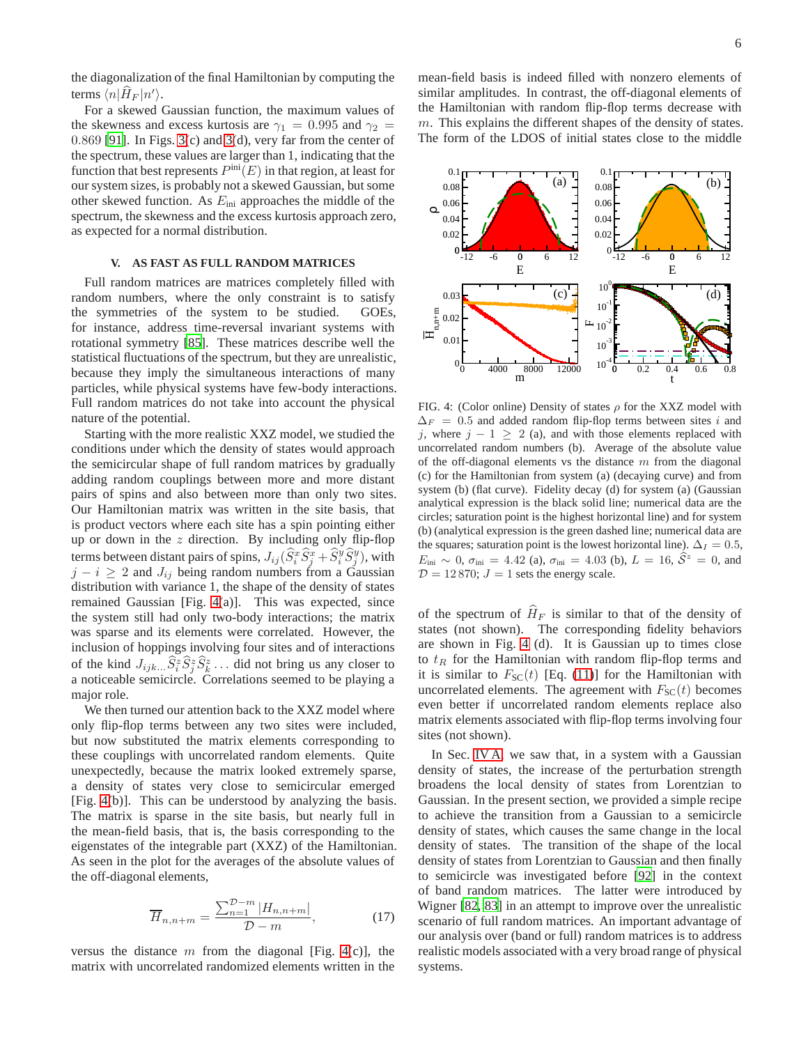the diagonalization of the final Hamiltonian by computing the terms $\langle n|\widehat{H}_F|n'\rangle$.

For a skewed Gaussian function, the maximum values of the skewness and excess kurtosis are $\gamma_1 = 0.995$ and $\gamma_2 = 0.869$ [91]. In Figs. 3(c) and 3(d), very far from the center of the spectrum, these values are larger than 1, indicating that the function that best represents $P^{\rm ini}(E)$ in that region, at least for our system sizes, is probably not a skewed Gaussian, but some other skewed function. As $E_{\rm ini}$ approaches the middle of the spectrum, the skewness and the excess kurtosis approach zero, as expected for a normal distribution.

### V. AS FAST AS FULL RANDOM MATRICES

Full random matrices are matrices completely filled with random numbers, where the only constraint is to satisfy the symmetries of the system to be studied. GOEs, for instance, address time-reversal invariant systems with rotational symmetry [85]. These matrices describe well the statistical fluctuations of the spectrum, but they are unrealistic, because they imply the simultaneous interactions of many particles, while physical systems have few-body interactions. Full random matrices do not take into account the physical nature of the potential.

Starting with the more realistic XXZ model, we studied the conditions under which the density of states would approach the semicircular shape of full random matrices by gradually adding random couplings between more and more distant pairs of spins and also between more than only two sites. Our Hamiltonian matrix was written in the site basis, that is product vectors where each site has a spin pointing either up or down in the $z$ direction. By including only flip-flop terms between distant pairs of spins, $J_{ij}(\widehat{S}_i^x\widehat{S}_j^x + \widehat{S}_i^y\widehat{S}_j^y)$, with $j-i \geq 2$ and $J_{ij}$ being random numbers from a Gaussian distribution with variance 1, the shape of the density of states remained Gaussian [Fig. 4(a)]. This was expected, since the system still had only two-body interactions; the matrix was sparse and its elements were correlated. However, the inclusion of hoppings involving four sites and of interactions of the kind $J_{ijk\ldots}\widehat{S}_i^z\widehat{S}_j^z\widehat{S}_k^z\ldots$ did not bring us any closer to a noticeable semicircle. Correlations seemed to be playing a major role.

We then turned our attention back to the XXZ model where only flip-flop terms between any two sites were included, but now substituted the matrix elements corresponding to these couplings with uncorrelated random elements. Quite unexpectedly, because the matrix looked extremely sparse, a density of states very close to semicircular emerged [Fig. 4(b)]. This can be understood by analyzing the basis. The matrix is sparse in the site basis, but nearly full in the mean-field basis, that is, the basis corresponding to the eigenstates of the integrable part (XXZ) of the Hamiltonian. As seen in the plot for the averages of the absolute values of the off-diagonal elements,

$$\overline{H}_{n,n+m} = \frac{\sum_{n=1}^{\mathcal{D}-m}|H_{n,n+m}|}{\mathcal{D}-m}, \tag{17}$$

versus the distance $m$ from the diagonal [Fig. 4(c)], the matrix with uncorrelated randomized elements written in the mean-field basis is indeed filled with nonzero elements of similar amplitudes. In contrast, the off-diagonal elements of the Hamiltonian with random flip-flop terms decrease with $m$. This explains the different shapes of the density of states. The form of the LDOS of initial states close to the middle

FIG. 4: (Color online) Density of states $\rho$ for the XXZ model with $\Delta_F = 0.5$ and added random flip-flop terms between sites $i$ and $j$, where $j-1 \geq 2$ (a), and with those elements replaced with uncorrelated random numbers (b). Average of the absolute value of the off-diagonal elements vs the distance $m$ from the diagonal (c) for the Hamiltonian from system (a) (decaying curve) and from system (b) (flat curve). Fidelity decay (d) for system (a) (Gaussian analytical expression is the black solid line; numerical data are the circles; saturation point is the highest horizontal line) and for system (b) (analytical expression is the green dashed line; numerical data are the squares; saturation point is the lowest horizontal line). $\Delta_I = 0.5$, $E_{\rm ini} \sim 0$, $\sigma_{\rm ini} = 4.42$ (a), $\sigma_{\rm ini} = 4.03$ (b), $L = 16$, $\mathcal{S}^z = 0$, and $\mathcal{D} = 12\,870$; $J = 1$ sets the energy scale.

of the spectrum of $\widehat{H}_F$ is similar to that of the density of states (not shown). The corresponding fidelity behaviors are shown in Fig. 4 (d). It is Gaussian up to times close to $t_R$ for the Hamiltonian with random flip-flop terms and it is similar to $F_{\rm SC}(t)$ [Eq. (11)] for the Hamiltonian with uncorrelated elements. The agreement with $F_{\rm SC}(t)$ becomes even better if uncorrelated random elements replace also matrix elements associated with flip-flop terms involving four sites (not shown).

In Sec. IV A, we saw that, in a system with a Gaussian density of states, the increase of the perturbation strength broadens the local density of states from Lorentzian to Gaussian. In the present section, we provided a simple recipe to achieve the transition from a Gaussian to a semicircle density of states, which causes the same change in the local density of states. The transition of the shape of the local density of states from Lorentzian to Gaussian and then finally to semicircle was investigated before [92] in the context of band random matrices. The latter were introduced by Wigner [82, 83] in an attempt to improve over the unrealistic scenario of full random matrices. An important advantage of our analysis over (band or full) random matrices is to address realistic models associated with a very broad range of physical systems.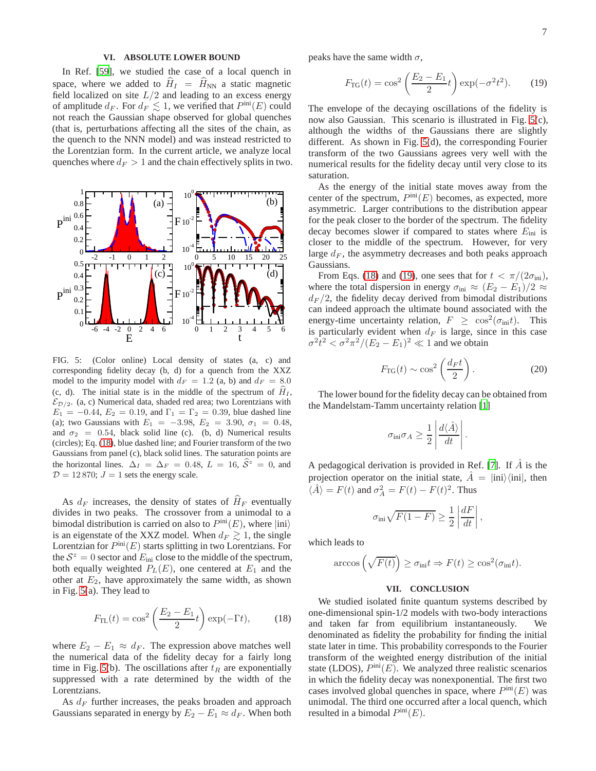## VI. ABSOLUTE LOWER BOUND

In Ref. [59], we studied the case of a local quench in space, where we added to $\widehat{H}_I = \widehat{H}_{\rm NN}$ a static magnetic field localized on site $L/2$ and leading to an excess energy of amplitude $d_F$. For $d_F \lesssim 1$, we verified that $P^{\rm ini}(E)$ could not reach the Gaussian shape observed for global quenches (that is, perturbations affecting all the sites of the chain, as the quench to the NNN model) and was instead restricted to the Lorentzian form. In the current article, we analyze local quenches where $d_F > 1$ and the chain effectively splits in two.

FIG. 5: (Color online) Local density of states (a, c) and corresponding fidelity decay (b, d) for a quench from the XXZ model to the impurity model with $d_F = 1.2$ (a, b) and $d_F = 8.0$ (c, d). The initial state is in the middle of the spectrum of $\widehat{H}_I$, $\mathcal{E}_{\mathcal{D}/2}$. (a, c) Numerical data, shaded red area; two Lorentzians with $E_1 = -0.44$, $E_2 = 0.19$, and $\Gamma_1 = \Gamma_2 = 0.39$, blue dashed line (a); two Gaussians with $E_1 = -3.98$, $E_2 = 3.90$, $\sigma_1 = 0.48$, and $\sigma_2 = 0.54$, black solid line (c). (b, d) Numerical results (circles); Eq. (18), blue dashed line; and Fourier transform of the two Gaussians from panel (c), black solid lines. The saturation points are the horizontal lines. $\Delta_I = \Delta_F = 0.48$, $L = 16$, $\widehat{\mathcal{S}}^z = 0$, and $\mathcal{D} = 12\,870$; $J = 1$ sets the energy scale.

As $d_F$ increases, the density of states of $\widehat{H}_F$ eventually divides in two peaks. The crossover from a unimodal to a bimodal distribution is carried on also to $P^{\rm ini}(E)$, where $|{\rm ini}\rangle$ is an eigenstate of the XXZ model. When $d_F \gtrsim 1$, the single Lorentzian for $P^{\rm ini}(E)$ starts splitting in two Lorentzians. For the $\mathcal{S}^z = 0$ sector and $E_{\rm ini}$ close to the middle of the spectrum, both equally weighted $P_L(E)$, one centered at $E_1$ and the other at $E_2$, have approximately the same width, as shown in Fig. 5(a). They lead to

$$F_{\rm TL}(t) = \cos^2\left(\frac{E_2 - E_1}{2} t\right) \exp(-\Gamma t), \tag{18}$$

where $E_2 - E_1 \approx d_F$. The expression above matches well the numerical data of the fidelity decay for a fairly long time in Fig. 5(b). The oscillations after $t_R$ are exponentially suppressed with a rate determined by the width of the Lorentzians.

As $d_F$ further increases, the peaks broaden and approach Gaussians separated in energy by $E_2 - E_1 \approx d_F$. When both peaks have the same width $\sigma$,

$$F_{\rm TG}(t) = \cos^2\left(\frac{E_2 - E_1}{2} t\right) \exp(-\sigma^2 t^2). \tag{19}$$

The envelope of the decaying oscillations of the fidelity is now also Gaussian. This scenario is illustrated in Fig. 5(c), although the widths of the Gaussians there are slightly different. As shown in Fig. 5(d), the corresponding Fourier transform of the two Gaussians agrees very well with the numerical results for the fidelity decay until very close to its saturation.

As the energy of the initial state moves away from the center of the spectrum, $P^{\rm ini}(E)$ becomes, as expected, more asymmetric. Larger contributions to the distribution appear for the peak closer to the border of the spectrum. The fidelity decay becomes slower if compared to states where $E_{\rm ini}$ is closer to the middle of the spectrum. However, for very large $d_F$, the asymmetry decreases and both peaks approach Gaussians.

From Eqs. (18) and (19), one sees that for $t < \pi/(2\sigma_{\rm ini})$, where the total dispersion in energy $\sigma_{\rm ini} \approx (E_2 - E_1)/2 \approx d_F/2$, the fidelity decay derived from bimodal distributions can indeed approach the ultimate bound associated with the energy-time uncertainty relation, $F \geq \cos^2(\sigma_{\rm ini} t)$. This is particularly evident when $d_F$ is large, since in this case $\sigma^2 t^2 < \sigma^2 \pi^2/(E_2 - E_1)^2 \ll 1$ and we obtain

$$F_{\rm TG}(t) \sim \cos^2\left(\frac{d_F t}{2}\right). \tag{20}$$

The lower bound for the fidelity decay can be obtained from the Mandelstam-Tamm uncertainty relation [1]

$$\sigma_{\rm ini} \sigma_A \geq \frac{1}{2} \left| \frac{d\langle \hat{A} \rangle}{dt} \right|.$$

A pedagogical derivation is provided in Ref. [7]. If $\hat{A}$ is the projection operator on the initial state, $\hat{A} = |{\rm ini}\rangle\langle{\rm ini}|$, then $\langle \hat{A} \rangle = F(t)$ and $\sigma_A^2 = F(t) - F(t)^2$. Thus

$$\sigma_{\rm ini} \sqrt{F(1-F)} \geq \frac{1}{2} \left| \frac{dF}{dt} \right|,$$

which leads to

$$\arccos\left(\sqrt{F(t)}\right) \geq \sigma_{\rm ini} t \Rightarrow F(t) \geq \cos^2(\sigma_{\rm ini} t).$$

## VII. CONCLUSION

We studied isolated finite quantum systems described by one-dimensional spin-1/2 models with two-body interactions and taken far from equilibrium instantaneously. We denominated as fidelity the probability for finding the initial state later in time. This probability corresponds to the Fourier transform of the weighted energy distribution of the initial state (LDOS), $P^{\rm ini}(E)$. We analyzed three realistic scenarios in which the fidelity decay was nonexponential. The first two cases involved global quenches in space, where $P^{\rm ini}(E)$ was unimodal. The third one occurred after a local quench, which resulted in a bimodal $P^{\rm ini}(E)$.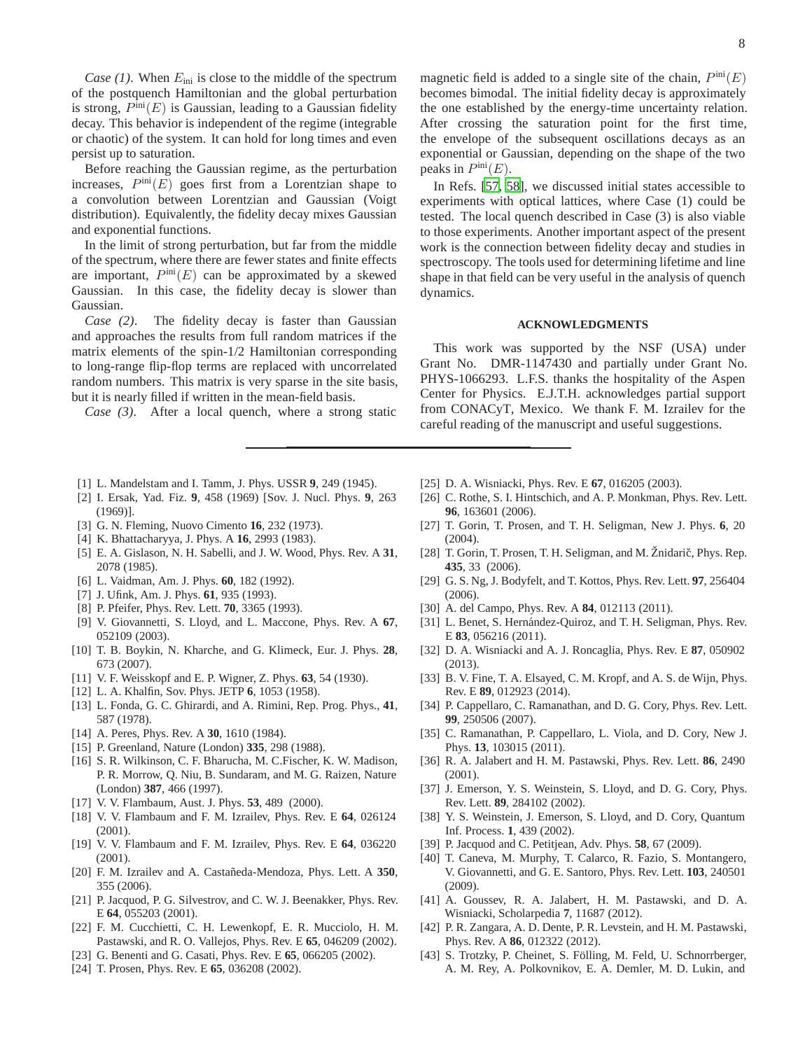*Case (1).* When $E_{\rm ini}$ is close to the middle of the spectrum of the postquench Hamiltonian and the global perturbation is strong, $P^{\rm ini}(E)$ is Gaussian, leading to a Gaussian fidelity decay. This behavior is independent of the regime (integrable or chaotic) of the system. It can hold for long times and even persist up to saturation.

Before reaching the Gaussian regime, as the perturbation increases, $P^{\rm ini}(E)$ goes first from a Lorentzian shape to a convolution between Lorentzian and Gaussian (Voigt distribution). Equivalently, the fidelity decay mixes Gaussian and exponential functions.

In the limit of strong perturbation, but far from the middle of the spectrum, where there are fewer states and finite effects are important, $P^{\rm ini}(E)$ can be approximated by a skewed Gaussian. In this case, the fidelity decay is slower than Gaussian.

*Case (2).* The fidelity decay is faster than Gaussian and approaches the results from full random matrices if the matrix elements of the spin-1/2 Hamiltonian corresponding to long-range flip-flop terms are replaced with uncorrelated random numbers. This matrix is very sparse in the site basis, but it is nearly filled if written in the mean-field basis.

*Case (3).* After a local quench, where a strong static magnetic field is added to a single site of the chain, $P^{\rm ini}(E)$ becomes bimodal. The initial fidelity decay is approximately the one established by the energy-time uncertainty relation. After crossing the saturation point for the first time, the envelope of the subsequent oscillations decays as an exponential or Gaussian, depending on the shape of the two peaks in $P^{\rm ini}(E)$.

In Refs. [57, 58], we discussed initial states accessible to experiments with optical lattices, where Case (1) could be tested. The local quench described in Case (3) is also viable to those experiments. Another important aspect of the present work is the connection between fidelity decay and studies in spectroscopy. The tools used for determining lifetime and line shape in that field can be very useful in the analysis of quench dynamics.

## ACKNOWLEDGMENTS

This work was supported by the NSF (USA) under Grant No. DMR-1147430 and partially under Grant No. PHYS-1066293. L.F.S. thanks the hospitality of the Aspen Center for Physics. E.J.T.H. acknowledges partial support from CONACyT, Mexico. We thank F. M. Izrailev for the careful reading of the manuscript and useful suggestions.

---

[1] L. Mandelstam and I. Tamm, J. Phys. USSR **9**, 249 (1945).
[2] I. Ersak, Yad. Fiz. **9**, 458 (1969) [Sov. J. Nucl. Phys. **9**, 263 (1969)].
[3] G. N. Fleming, Nuovo Cimento **16**, 232 (1973).
[4] K. Bhattacharyya, J. Phys. A **16**, 2993 (1983).
[5] E. A. Gislason, N. H. Sabelli, and J. W. Wood, Phys. Rev. A **31**, 2078 (1985).
[6] L. Vaidman, Am. J. Phys. **60**, 182 (1992).
[7] J. Ufink, Am. J. Phys. **61**, 935 (1993).
[8] P. Pfeifer, Phys. Rev. Lett. **70**, 3365 (1993).
[9] V. Giovannetti, S. Lloyd, and L. Maccone, Phys. Rev. A **67**, 052109 (2003).
[10] T. B. Boykin, N. Kharche, and G. Klimeck, Eur. J. Phys. **28**, 673 (2007).
[11] V. F. Weisskopf and E. P. Wigner, Z. Phys. **63**, 54 (1930).
[12] L. A. Khalfin, Sov. Phys. JETP **6**, 1053 (1958).
[13] L. Fonda, G. C. Ghirardi, and A. Rimini, Rep. Prog. Phys., **41**, 587 (1978).
[14] A. Peres, Phys. Rev. A **30**, 1610 (1984).
[15] P. Greenland, Nature (London) **335**, 298 (1988).
[16] S. R. Wilkinson, C. F. Bharucha, M. C.Fischer, K. W. Madison, P. R. Morrow, Q. Niu, B. Sundaram, and M. G. Raizen, Nature (London) **387**, 466 (1997).
[17] V. V. Flambaum, Aust. J. Phys. **53**, 489 (2000).
[18] V. V. Flambaum and F. M. Izrailev, Phys. Rev. E **64**, 026124 (2001).
[19] V. V. Flambaum and F. M. Izrailev, Phys. Rev. E **64**, 036220 (2001).
[20] F. M. Izrailev and A. Castañeda-Mendoza, Phys. Lett. A **350**, 355 (2006).
[21] P. Jacquod, P. G. Silvestrov, and C. W. J. Beenakker, Phys. Rev. E **64**, 055203 (2001).
[22] F. M. Cucchietti, C. H. Lewenkopf, E. R. Mucciolo, H. M. Pastawski, and R. O. Vallejos, Phys. Rev. E **65**, 046209 (2002).
[23] G. Benenti and G. Casati, Phys. Rev. E **65**, 066205 (2002).
[24] T. Prosen, Phys. Rev. E **65**, 036208 (2002).
[25] D. A. Wisniacki, Phys. Rev. E **67**, 016205 (2003).
[26] C. Rothe, S. I. Hintschich, and A. P. Monkman, Phys. Rev. Lett. **96**, 163601 (2006).
[27] T. Gorin, T. Prosen, and T. H. Seligman, New J. Phys. **6**, 20 (2004).
[28] T. Gorin, T. Prosen, T. H. Seligman, and M. Žnidarič, Phys. Rep. **435**, 33 (2006).
[29] G. S. Ng, J. Bodyfelt, and T. Kottos, Phys. Rev. Lett. **97**, 256404 (2006).
[30] A. del Campo, Phys. Rev. A **84**, 012113 (2011).
[31] L. Benet, S. Hernández-Quiroz, and T. H. Seligman, Phys. Rev. E **83**, 056216 (2011).
[32] D. A. Wisniacki and A. J. Roncaglia, Phys. Rev. E **87**, 050902 (2013).
[33] B. V. Fine, T. A. Elsayed, C. M. Kropf, and A. S. de Wijn, Phys. Rev. E **89**, 012923 (2014).
[34] P. Cappellaro, C. Ramanathan, and D. G. Cory, Phys. Rev. Lett. **99**, 250506 (2007).
[35] C. Ramanathan, P. Cappellaro, L. Viola, and D. Cory, New J. Phys. **13**, 103015 (2011).
[36] R. A. Jalabert and H. M. Pastawski, Phys. Rev. Lett. **86**, 2490 (2001).
[37] J. Emerson, Y. S. Weinstein, S. Lloyd, and D. G. Cory, Phys. Rev. Lett. **89**, 284102 (2002).
[38] Y. S. Weinstein, J. Emerson, S. Lloyd, and D. Cory, Quantum Inf. Process. **1**, 439 (2002).
[39] P. Jacquod and C. Petitjean, Adv. Phys. **58**, 67 (2009).
[40] T. Caneva, M. Murphy, T. Calarco, R. Fazio, S. Montangero, V. Giovannetti, and G. E. Santoro, Phys. Rev. Lett. **103**, 240501 (2009).
[41] A. Goussev, R. A. Jalabert, H. M. Pastawski, and D. A. Wisniacki, Scholarpedia **7**, 11687 (2012).
[42] P. R. Zangara, A. D. Dente, P. R. Levstein, and H. M. Pastawski, Phys. Rev. A **86**, 012322 (2012).
[43] S. Trotzky, P. Cheinet, S. Fölling, M. Feld, U. Schnorrberger, A. M. Rey, A. Polkovnikov, E. A. Demler, M. D. Lukin, and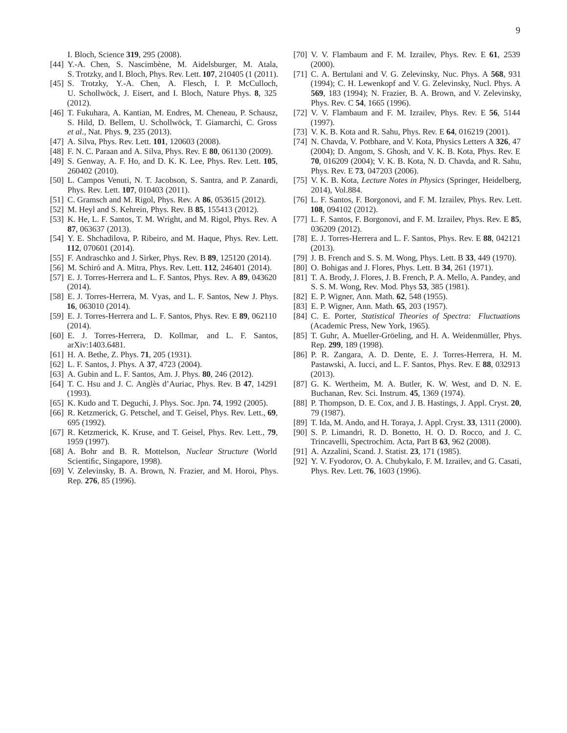I. Bloch, Science **319**, 295 (2008).

[44] Y.-A. Chen, S. Nascimbène, M. Aidelsburger, M. Atala, S. Trotzky, and I. Bloch, Phys. Rev. Lett. **107**, 210405 (1 (2011).

[45] S. Trotzky, Y.-A. Chen, A. Flesch, I. P. McCulloch, U. Schollwöck, J. Eisert, and I. Bloch, Nature Phys. **8**, 325 (2012).

[46] T. Fukuhara, A. Kantian, M. Endres, M. Cheneau, P. Schausz, S. Hild, D. Bellem, U. Schollwöck, T. Giamarchi, C. Gross *et al.*, Nat. Phys. **9**, 235 (2013).

[47] A. Silva, Phys. Rev. Lett. **101**, 120603 (2008).

[48] F. N. C. Paraan and A. Silva, Phys. Rev. E **80**, 061130 (2009).

[49] S. Genway, A. F. Ho, and D. K. K. Lee, Phys. Rev. Lett. **105**, 260402 (2010).

[50] L. Campos Venuti, N. T. Jacobson, S. Santra, and P. Zanardi, Phys. Rev. Lett. **107**, 010403 (2011).

[51] C. Gramsch and M. Rigol, Phys. Rev. A **86**, 053615 (2012).

[52] M. Heyl and S. Kehrein, Phys. Rev. B **85**, 155413 (2012).

[53] K. He, L. F. Santos, T. M. Wright, and M. Rigol, Phys. Rev. A **87**, 063637 (2013).

[54] Y. E. Shchadilova, P. Ribeiro, and M. Haque, Phys. Rev. Lett. **112**, 070601 (2014).

[55] F. Andraschko and J. Sirker, Phys. Rev. B **89**, 125120 (2014).

[56] M. Schiró and A. Mitra, Phys. Rev. Lett. **112**, 246401 (2014).

[57] E. J. Torres-Herrera and L. F. Santos, Phys. Rev. A **89**, 043620 (2014).

[58] E. J. Torres-Herrera, M. Vyas, and L. F. Santos, New J. Phys. **16**, 063010 (2014).

[59] E. J. Torres-Herrera and L. F. Santos, Phys. Rev. E **89**, 062110 (2014).

[60] E. J. Torres-Herrera, D. Kollmar, and L. F. Santos, arXiv:1403.6481.

[61] H. A. Bethe, Z. Phys. **71**, 205 (1931).

[62] L. F. Santos, J. Phys. A **37**, 4723 (2004).

[63] A. Gubin and L. F. Santos, Am. J. Phys. **80**, 246 (2012).

[64] T. C. Hsu and J. C. Anglès d'Auriac, Phys. Rev. B **47**, 14291 (1993).

[65] K. Kudo and T. Deguchi, J. Phys. Soc. Jpn. **74**, 1992 (2005).

[66] R. Ketzmerick, G. Petschel, and T. Geisel, Phys. Rev. Lett., **69**, 695 (1992).

[67] R. Ketzmerick, K. Kruse, and T. Geisel, Phys. Rev. Lett., **79**, 1959 (1997).

[68] A. Bohr and B. R. Mottelson, *Nuclear Structure* (World Scientific, Singapore, 1998).

[69] V. Zelevinsky, B. A. Brown, N. Frazier, and M. Horoi, Phys. Rep. **276**, 85 (1996).

[70] V. V. Flambaum and F. M. Izrailev, Phys. Rev. E **61**, 2539 (2000).

[71] C. A. Bertulani and V. G. Zelevinsky, Nuc. Phys. A **568**, 931 (1994); C. H. Lewenkopf and V. G. Zelevinsky, Nucl. Phys. A **569**, 183 (1994); N. Frazier, B. A. Brown, and V. Zelevinsky, Phys. Rev. C **54**, 1665 (1996).

[72] V. V. Flambaum and F. M. Izrailev, Phys. Rev. E **56**, 5144 (1997).

[73] V. K. B. Kota and R. Sahu, Phys. Rev. E **64**, 016219 (2001).

[74] N. Chavda, V. Potbhare, and V. Kota, Physics Letters A **326**, 47 (2004); D. Angom, S. Ghosh, and V. K. B. Kota, Phys. Rev. E **70**, 016209 (2004); V. K. B. Kota, N. D. Chavda, and R. Sahu, Phys. Rev. E **73**, 047203 (2006).

[75] V. K. B. Kota, *Lecture Notes in Physics* (Springer, Heidelberg, 2014), Vol.884.

[76] L. F. Santos, F. Borgonovi, and F. M. Izrailev, Phys. Rev. Lett. **108**, 094102 (2012).

[77] L. F. Santos, F. Borgonovi, and F. M. Izrailev, Phys. Rev. E **85**, 036209 (2012).

[78] E. J. Torres-Herrera and L. F. Santos, Phys. Rev. E **88**, 042121 (2013).

[79] J. B. French and S. S. M. Wong, Phys. Lett. B **33**, 449 (1970).

[80] O. Bohigas and J. Flores, Phys. Lett. B **34**, 261 (1971).

[81] T. A. Brody, J. Flores, J. B. French, P. A. Mello, A. Pandey, and S. S. M. Wong, Rev. Mod. Phys **53**, 385 (1981).

[82] E. P. Wigner, Ann. Math. **62**, 548 (1955).

[83] E. P. Wigner, Ann. Math. **65**, 203 (1957).

[84] C. E. Porter, *Statistical Theories of Spectra: Fluctuations* (Academic Press, New York, 1965).

[85] T. Guhr, A. Mueller-Gröeling, and H. A. Weidenmüller, Phys. Rep. **299**, 189 (1998).

[86] P. R. Zangara, A. D. Dente, E. J. Torres-Herrera, H. M. Pastawski, A. Iucci, and L. F. Santos, Phys. Rev. E **88**, 032913 (2013).

[87] G. K. Wertheim, M. A. Butler, K. W. West, and D. N. E. Buchanan, Rev. Sci. Instrum. **45**, 1369 (1974).

[88] P. Thompson, D. E. Cox, and J. B. Hastings, J. Appl. Cryst. **20**, 79 (1987).

[89] T. Ida, M. Ando, and H. Toraya, J. Appl. Cryst. **33**, 1311 (2000).

[90] S. P. Limandri, R. D. Bonetto, H. O. D. Rocco, and J. C. Trincavelli, Spectrochim. Acta, Part B **63**, 962 (2008).

[91] A. Azzalini, Scand. J. Statist. **23**, 171 (1985).

[92] Y. V. Fyodorov, O. A. Chubykalo, F. M. Izrailev, and G. Casati, Phys. Rev. Lett. **76**, 1603 (1996).